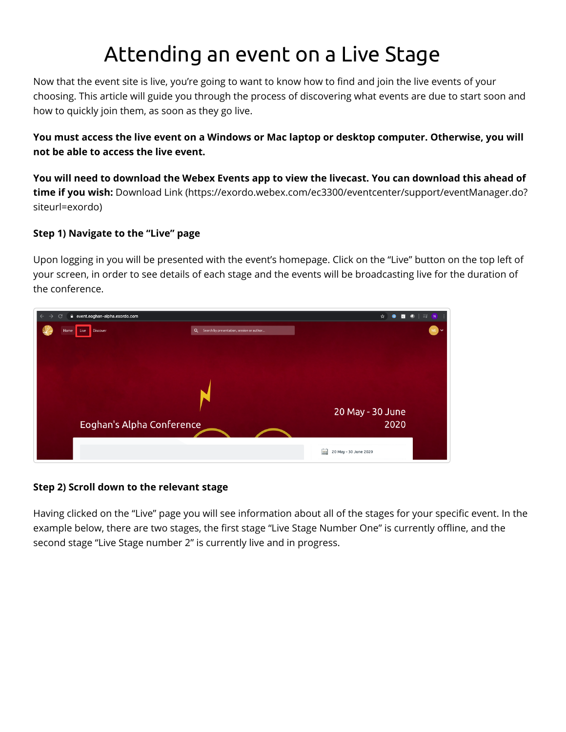# Attending an event on a Live Stage

Now that the event site is live, you're going to want to know how to find and join the live events of your choosing. This article will guide you through the process of discovering what events are due to start soon and how to quickly join them, as soon as they go live.

**You must access the live event on a Windows or Mac laptop or desktop computer. Otherwise, you will not be able to access the live event.**

**You will need to download the Webex Events app to view the livecast. You can download this ahead of time if you wish:** Download Link (https://exordo.webex.com/ec3300/eventcenter/support/eventManager.do?siteurl=exordo)

### Step 1) Navigate to the "Live" page

Upon logging in you will be presented with the event's homepage. Click on the "Live" button on the top left of your screen, in order to see details of each stage and the events will be broadcasting live for the duration of the conference.

### Step 2) Scroll down to the relevant stage

Having clicked on the "Live" page you will see information about all of the stages for your specific event. In the example below, there are two stages, the first stage "Live Stage Number One" is currently offline, and the second stage "Live Stage number 2" is currently live and in progress.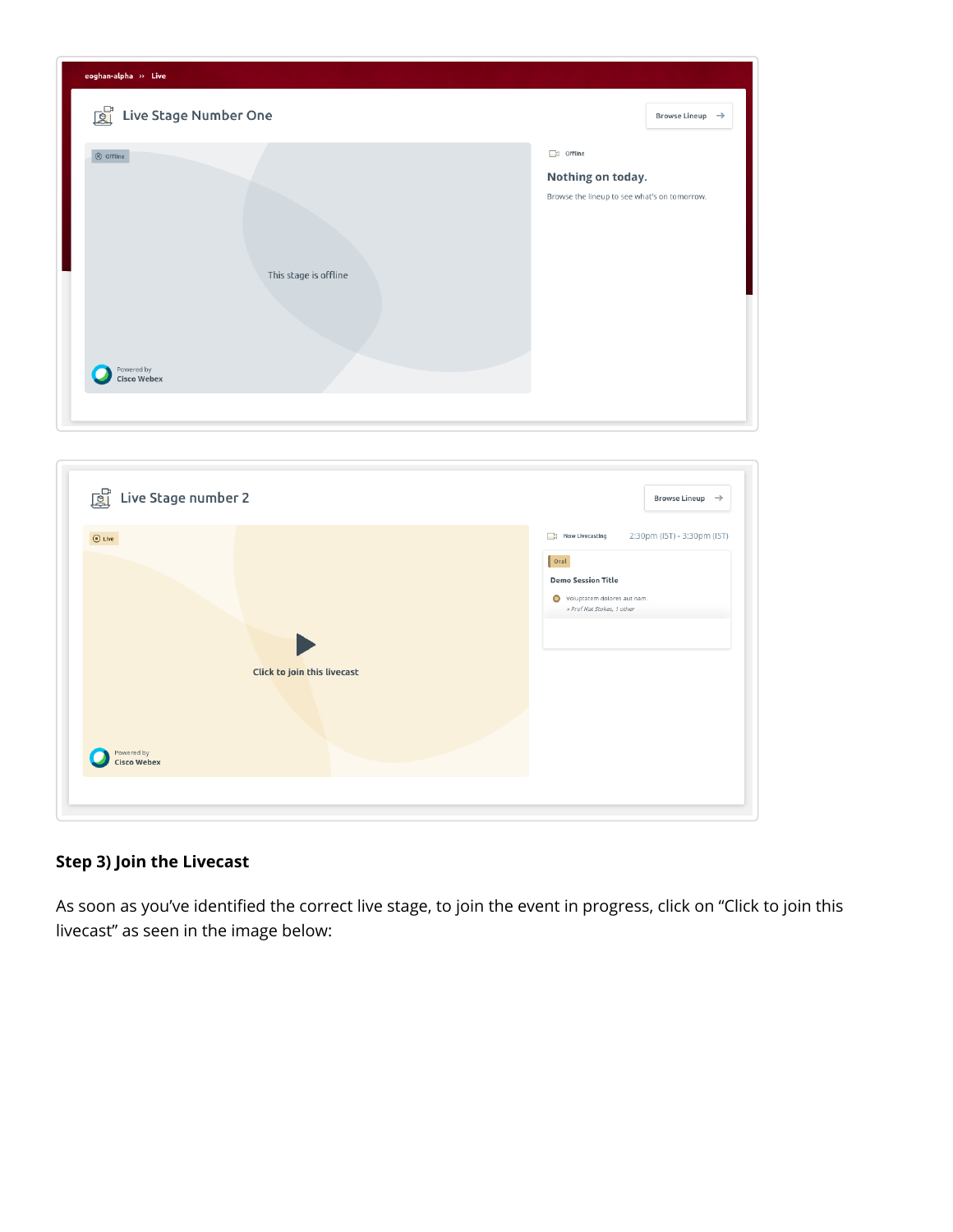### Step 3) Join the Livecast

As soon as you've identified the correct live stage, to join the event in progress, click on "Click to join this livecast" as seen in the image below: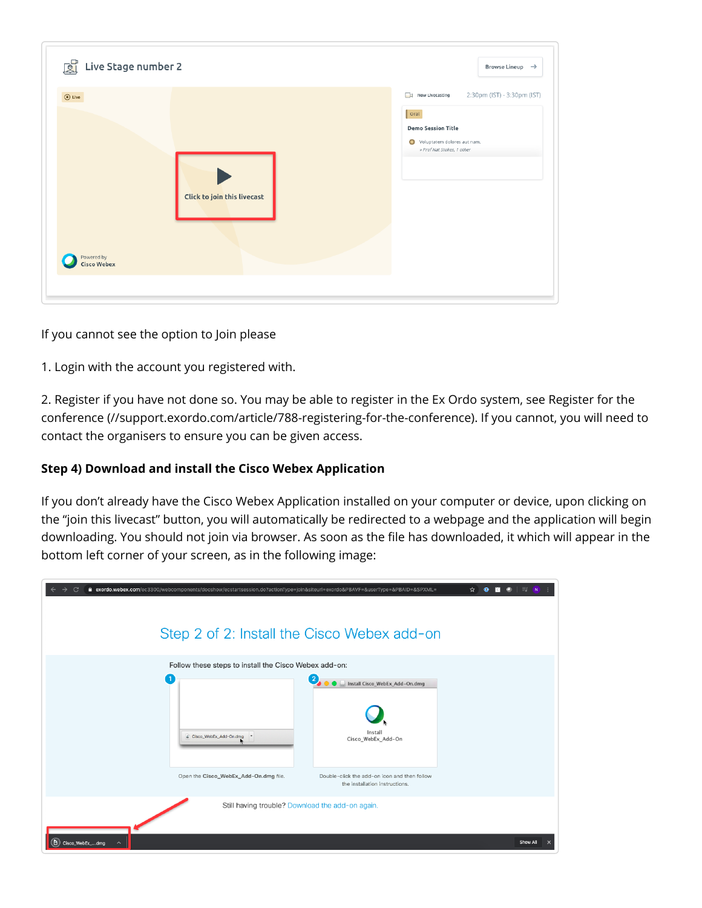If you cannot see the option to Join please

1. Login with the account you registered with.

2. Register if you have not done so. You may be able to register in the Ex Ordo system, see Register for the conference (//support.exordo.com/article/788-registering-for-the-conference). If you cannot, you will need to contact the organisers to ensure you can be given access.

**Step 4) Download and install the Cisco Webex Application**

If you don't already have the Cisco Webex Application installed on your computer or device, upon clicking on the "join this livecast" button, you will automatically be redirected to a webpage and the application will begin downloading. You should not join via browser. As soon as the file has downloaded, it which will appear in the bottom left corner of your screen, as in the following image: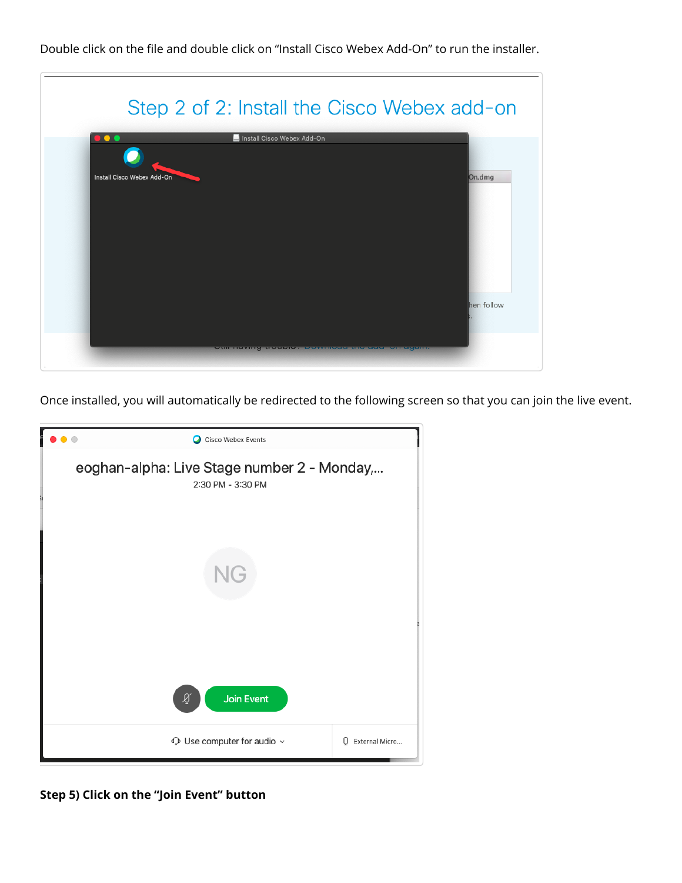Double click on the file and double click on “Install Cisco Webex Add-On” to run the installer.

Once installed, you will automatically be redirected to the following screen so that you can join the live event.

**Step 5) Click on the “Join Event” button**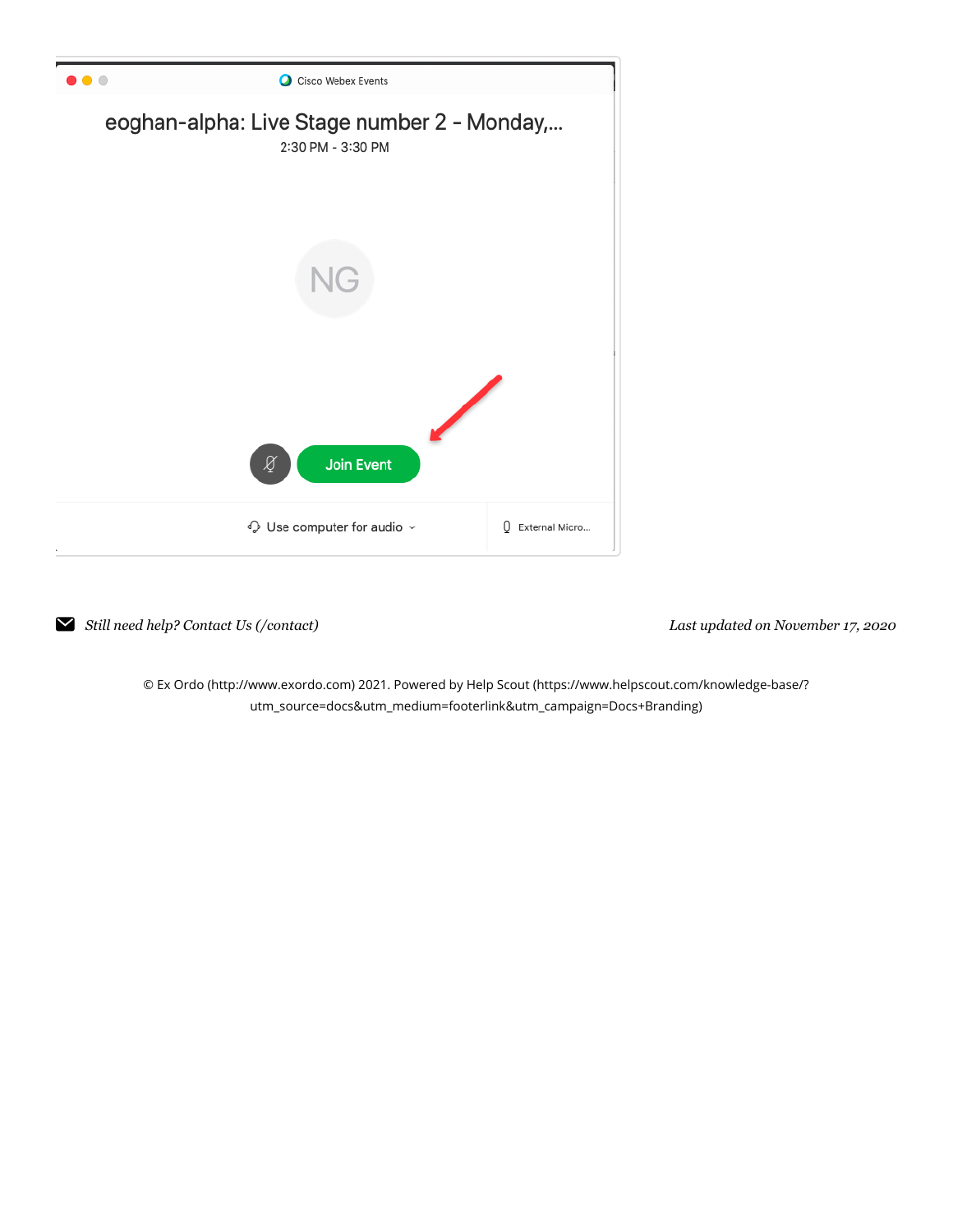Still need help? Contact Us (/contact)

*Last updated on November 17, 2020*

© Ex Ordo (http://www.exordo.com) 2021. Powered by Help Scout (https://www.helpscout.com/knowledge-base/?utm_source=docs&utm_medium=footerlink&utm_campaign=Docs+Branding)